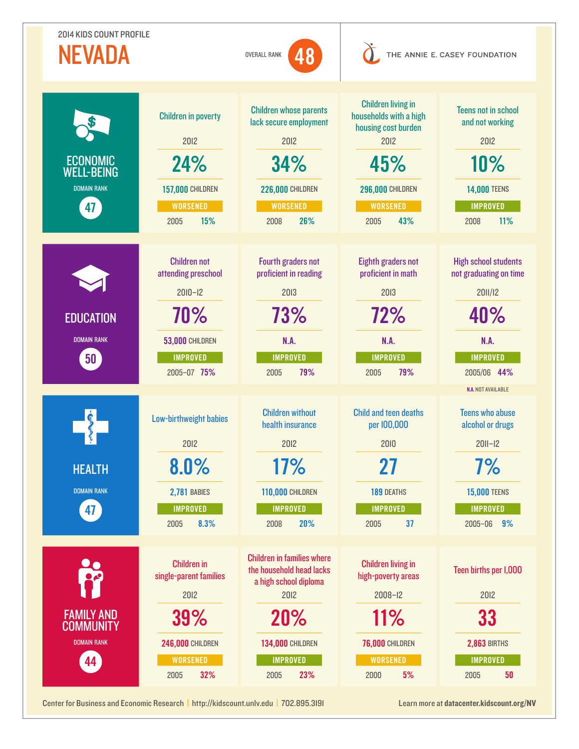2014 KIDS COUNT PROFILE

# NEVADA

OVERALL RANK **48**

THE ANNIE E. CASEY FOUNDATION

## ECONOMIC WELL-BEING

DOMAIN RANK **47**

| Children in poverty | Children whose parents lack secure employment | Children living in households with a high housing cost burden | Teens not in school and not working |
|---|---|---|---|
| 2012 | 2012 | 2012 | 2012 |
| **24%** | **34%** | **45%** | **10%** |
| 157,000 CHILDREN | 226,000 CHILDREN | 296,000 CHILDREN | 14,000 TEENS |
| WORSENED | WORSENED | WORSENED | IMPROVED |
| 2005 15% | 2008 26% | 2005 43% | 2008 11% |

## EDUCATION

DOMAIN RANK **50**

| Children not attending preschool | Fourth graders not proficient in reading | Eighth graders not proficient in math | High school students not graduating on time |
|---|---|---|---|
| 2010–12 | 2013 | 2013 | 2011/12 |
| **70%** | **73%** | **72%** | **40%** |
| 53,000 CHILDREN | N.A. | N.A. | N.A. |
| IMPROVED | IMPROVED | IMPROVED | IMPROVED |
| 2005–07 75% | 2005 79% | 2005 79% | 2005/06 44% |

N.A. NOT AVAILABLE

## HEALTH

DOMAIN RANK **47**

| Low-birthweight babies | Children without health insurance | Child and teen deaths per 100,000 | Teens who abuse alcohol or drugs |
|---|---|---|---|
| 2012 | 2012 | 2010 | 2011–12 |
| **8.0%** | **17%** | **27** | **7%** |
| 2,781 BABIES | 110,000 CHILDREN | 189 DEATHS | 15,000 TEENS |
| IMPROVED | IMPROVED | IMPROVED | IMPROVED |
| 2005 8.3% | 2008 20% | 2005 37 | 2005–06 9% |

## FAMILY AND COMMUNITY

DOMAIN RANK **44**

| Children in single-parent families | Children in families where the household head lacks a high school diploma | Children living in high-poverty areas | Teen births per 1,000 |
|---|---|---|---|
| 2012 | 2012 | 2008–12 | 2012 |
| **39%** | **20%** | **11%** | **33** |
| 246,000 CHILDREN | 134,000 CHILDREN | 76,000 CHILDREN | 2,863 BIRTHS |
| WORSENED | IMPROVED | WORSENED | IMPROVED |
| 2005 32% | 2005 23% | 2000 5% | 2005 50 |

Center for Business and Economic Research | http://kidscount.unlv.edu | 702.895.3191

Learn more at **datacenter.kidscount.org/NV**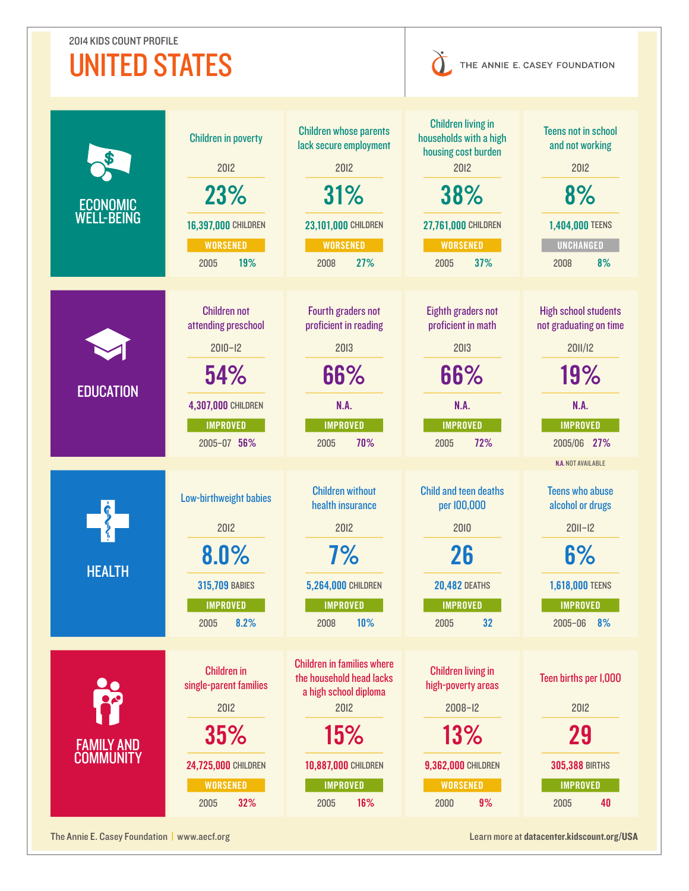2014 KIDS COUNT PROFILE

# UNITED STATES

THE ANNIE E. CASEY FOUNDATION

## ECONOMIC WELL-BEING

| Indicator | Year | Value | Number | Trend | Comparison year | Comparison value |
|---|---|---|---|---|---|---|
| Children in poverty | 2012 | 23% | 16,397,000 CHILDREN | WORSENED | 2005 | 19% |
| Children whose parents lack secure employment | 2012 | 31% | 23,101,000 CHILDREN | WORSENED | 2008 | 27% |
| Children living in households with a high housing cost burden | 2012 | 38% | 27,761,000 CHILDREN | WORSENED | 2005 | 37% |
| Teens not in school and not working | 2012 | 8% | 1,404,000 TEENS | UNCHANGED | 2008 | 8% |

## EDUCATION

| Indicator | Year | Value | Number | Trend | Comparison year | Comparison value |
|---|---|---|---|---|---|---|
| Children not attending preschool | 2010–12 | 54% | 4,307,000 CHILDREN | IMPROVED | 2005–07 | 56% |
| Fourth graders not proficient in reading | 2013 | 66% | N.A. | IMPROVED | 2005 | 70% |
| Eighth graders not proficient in math | 2013 | 66% | N.A. | IMPROVED | 2005 | 72% |
| High school students not graduating on time | 2011/12 | 19% | N.A. | IMPROVED | 2005/06 | 27% |

N.A. NOT AVAILABLE

## HEALTH

| Indicator | Year | Value | Number | Trend | Comparison year | Comparison value |
|---|---|---|---|---|---|---|
| Low-birthweight babies | 2012 | 8.0% | 315,709 BABIES | IMPROVED | 2005 | 8.2% |
| Children without health insurance | 2012 | 7% | 5,264,000 CHILDREN | IMPROVED | 2008 | 10% |
| Child and teen deaths per 100,000 | 2010 | 26 | 20,482 DEATHS | IMPROVED | 2005 | 32 |
| Teens who abuse alcohol or drugs | 2011–12 | 6% | 1,618,000 TEENS | IMPROVED | 2005–06 | 8% |

## FAMILY AND COMMUNITY

| Indicator | Year | Value | Number | Trend | Comparison year | Comparison value |
|---|---|---|---|---|---|---|
| Children in single-parent families | 2012 | 35% | 24,725,000 CHILDREN | WORSENED | 2005 | 32% |
| Children in families where the household head lacks a high school diploma | 2012 | 15% | 10,887,000 CHILDREN | IMPROVED | 2005 | 16% |
| Children living in high-poverty areas | 2008–12 | 13% | 9,362,000 CHILDREN | WORSENED | 2000 | 9% |
| Teen births per 1,000 | 2012 | 29 | 305,388 BIRTHS | IMPROVED | 2005 | 40 |

The Annie E. Casey Foundation | www.aecf.org

Learn more at **datacenter.kidscount.org/USA**